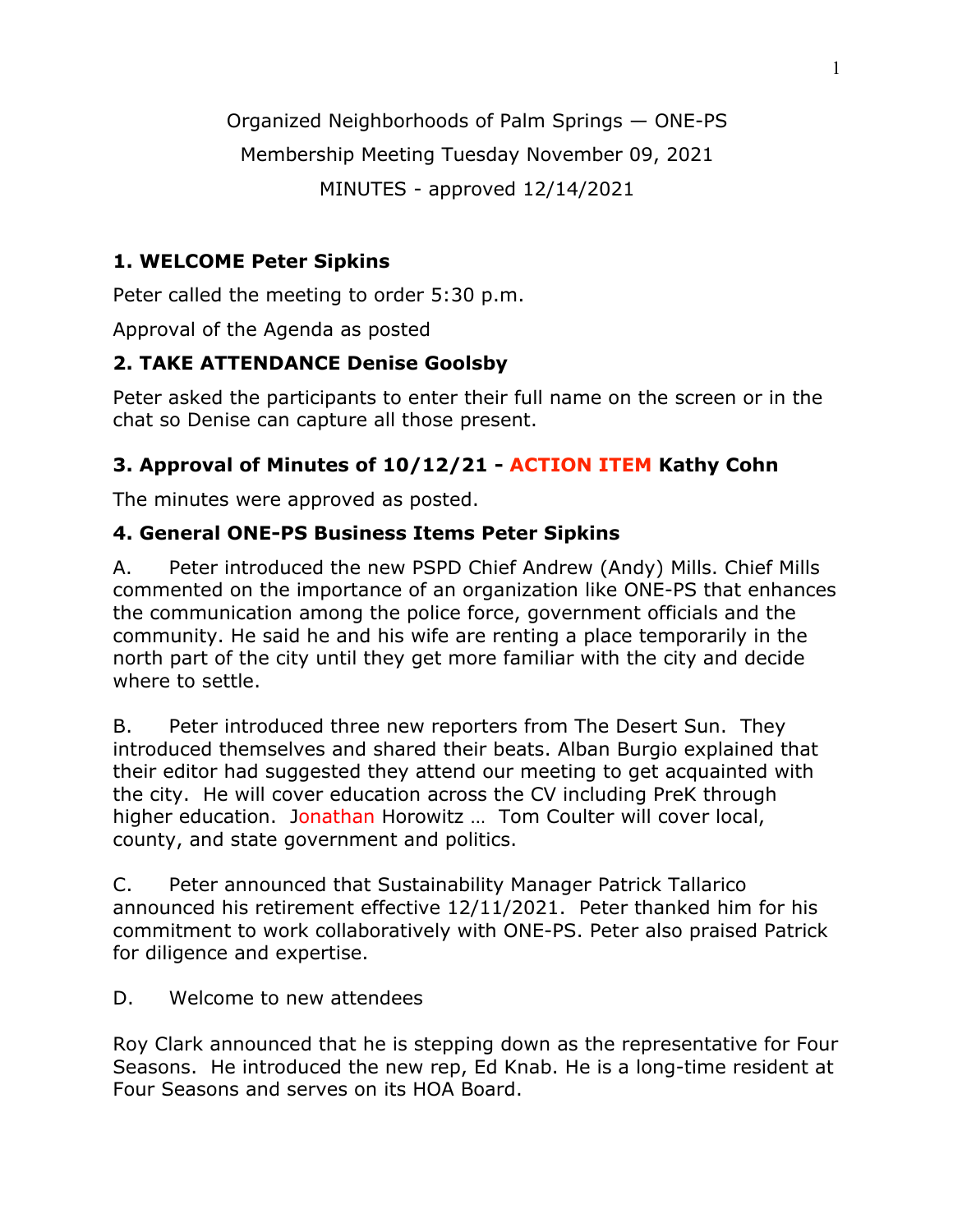Organized Neighborhoods of Palm Springs — ONE-PS

Membership Meeting Tuesday November 09, 2021

MINUTES - approved 12/14/2021

## 1. WELCOME Peter Sipkins

Peter called the meeting to order 5:30 p.m.

Approval of the Agenda as posted

## 2. TAKE ATTENDANCE Denise Goolsby

Peter asked the participants to enter their full name on the screen or in the chat so Denise can capture all those present.

## 3. Approval of Minutes of 10/12/21 - ACTION ITEM Kathy Cohn

The minutes were approved as posted.

## 4. General ONE-PS Business Items Peter Sipkins

A. Peter introduced the new PSPD Chief Andrew (Andy) Mills. Chief Mills commented on the importance of an organization like ONE-PS that enhances the communication among the police force, government officials and the community. He said he and his wife are renting a place temporarily in the north part of the city until they get more familiar with the city and decide where to settle.

B. Peter introduced three new reporters from The Desert Sun. They introduced themselves and shared their beats. Alban Burgio explained that their editor had suggested they attend our meeting to get acquainted with the city. He will cover education across the CV including PreK through higher education. Jonathan Horowitz … Tom Coulter will cover local, county, and state government and politics.

C. Peter announced that Sustainability Manager Patrick Tallarico announced his retirement effective 12/11/2021. Peter thanked him for his commitment to work collaboratively with ONE-PS. Peter also praised Patrick for diligence and expertise.

D. Welcome to new attendees

Roy Clark announced that he is stepping down as the representative for Four Seasons. He introduced the new rep, Ed Knab. He is a long-time resident at Four Seasons and serves on its HOA Board.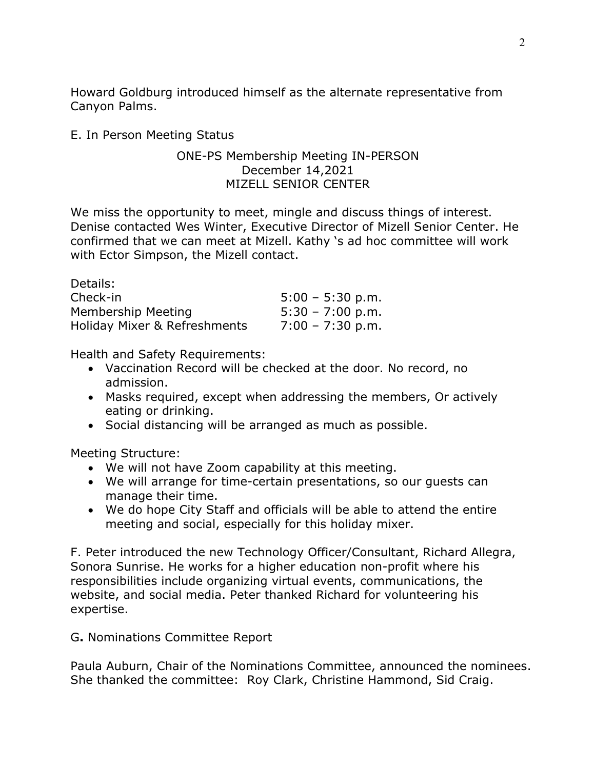Howard Goldburg introduced himself as the alternate representative from Canyon Palms.

E. In Person Meeting Status

ONE-PS Membership Meeting IN-PERSON
December 14,2021
MIZELL SENIOR CENTER

We miss the opportunity to meet, mingle and discuss things of interest. Denise contacted Wes Winter, Executive Director of Mizell Senior Center. He confirmed that we can meet at Mizell. Kathy 's ad hoc committee will work with Ector Simpson, the Mizell contact.

Details:

| | |
|---|---|
| Check-in | 5:00 – 5:30 p.m. |
| Membership Meeting | 5:30 – 7:00 p.m. |
| Holiday Mixer & Refreshments | 7:00 – 7:30 p.m. |

Health and Safety Requirements:

- Vaccination Record will be checked at the door. No record, no admission.
- Masks required, except when addressing the members, Or actively eating or drinking.
- Social distancing will be arranged as much as possible.

Meeting Structure:

- We will not have Zoom capability at this meeting.
- We will arrange for time-certain presentations, so our guests can manage their time.
- We do hope City Staff and officials will be able to attend the entire meeting and social, especially for this holiday mixer.

F. Peter introduced the new Technology Officer/Consultant, Richard Allegra, Sonora Sunrise. He works for a higher education non-profit where his responsibilities include organizing virtual events, communications, the website, and social media. Peter thanked Richard for volunteering his expertise.

G**.** Nominations Committee Report

Paula Auburn, Chair of the Nominations Committee, announced the nominees. She thanked the committee: Roy Clark, Christine Hammond, Sid Craig.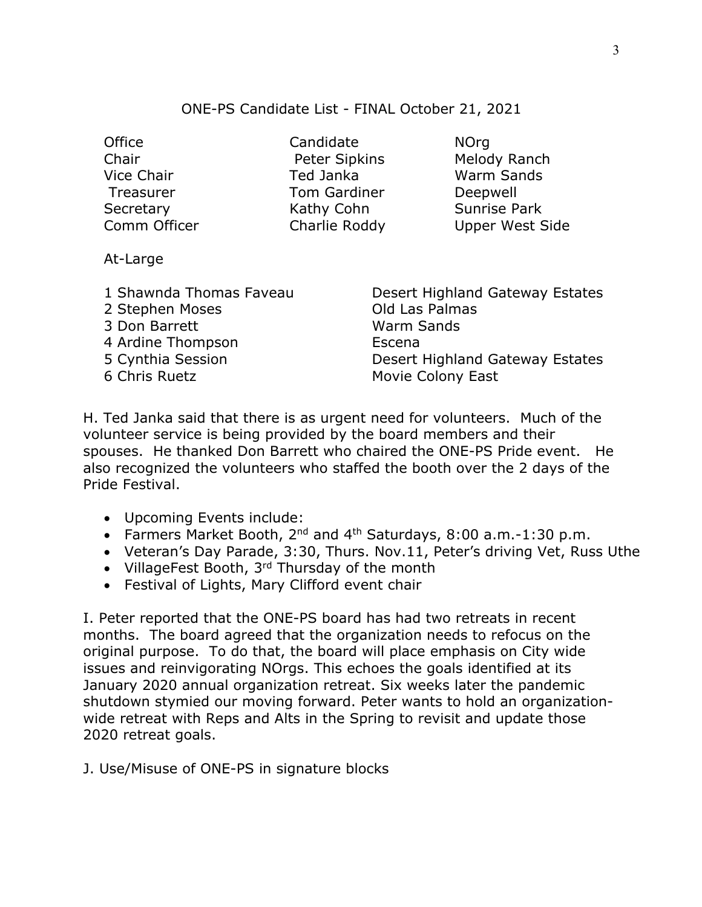ONE-PS Candidate List - FINAL October 21, 2021

| Office | Candidate | NOrg |
| --- | --- | --- |
| Chair | Peter Sipkins | Melody Ranch |
| Vice Chair | Ted Janka | Warm Sands |
| Treasurer | Tom Gardiner | Deepwell |
| Secretary | Kathy Cohn | Sunrise Park |
| Comm Officer | Charlie Roddy | Upper West Side |

At-Large

| | |
| --- | --- |
| 1 Shawnda Thomas Faveau | Desert Highland Gateway Estates |
| 2 Stephen Moses | Old Las Palmas |
| 3 Don Barrett | Warm Sands |
| 4 Ardine Thompson | Escena |
| 5 Cynthia Session | Desert Highland Gateway Estates |
| 6 Chris Ruetz | Movie Colony East |

H. Ted Janka said that there is as urgent need for volunteers. Much of the volunteer service is being provided by the board members and their spouses. He thanked Don Barrett who chaired the ONE-PS Pride event. He also recognized the volunteers who staffed the booth over the 2 days of the Pride Festival.

- Upcoming Events include:
- Farmers Market Booth, 2nd and 4th Saturdays, 8:00 a.m.-1:30 p.m.
- Veteran's Day Parade, 3:30, Thurs. Nov.11, Peter's driving Vet, Russ Uthe
- VillageFest Booth, 3rd Thursday of the month
- Festival of Lights, Mary Clifford event chair

I. Peter reported that the ONE-PS board has had two retreats in recent months. The board agreed that the organization needs to refocus on the original purpose. To do that, the board will place emphasis on City wide issues and reinvigorating NOrgs. This echoes the goals identified at its January 2020 annual organization retreat. Six weeks later the pandemic shutdown stymied our moving forward. Peter wants to hold an organization-wide retreat with Reps and Alts in the Spring to revisit and update those 2020 retreat goals.

J. Use/Misuse of ONE-PS in signature blocks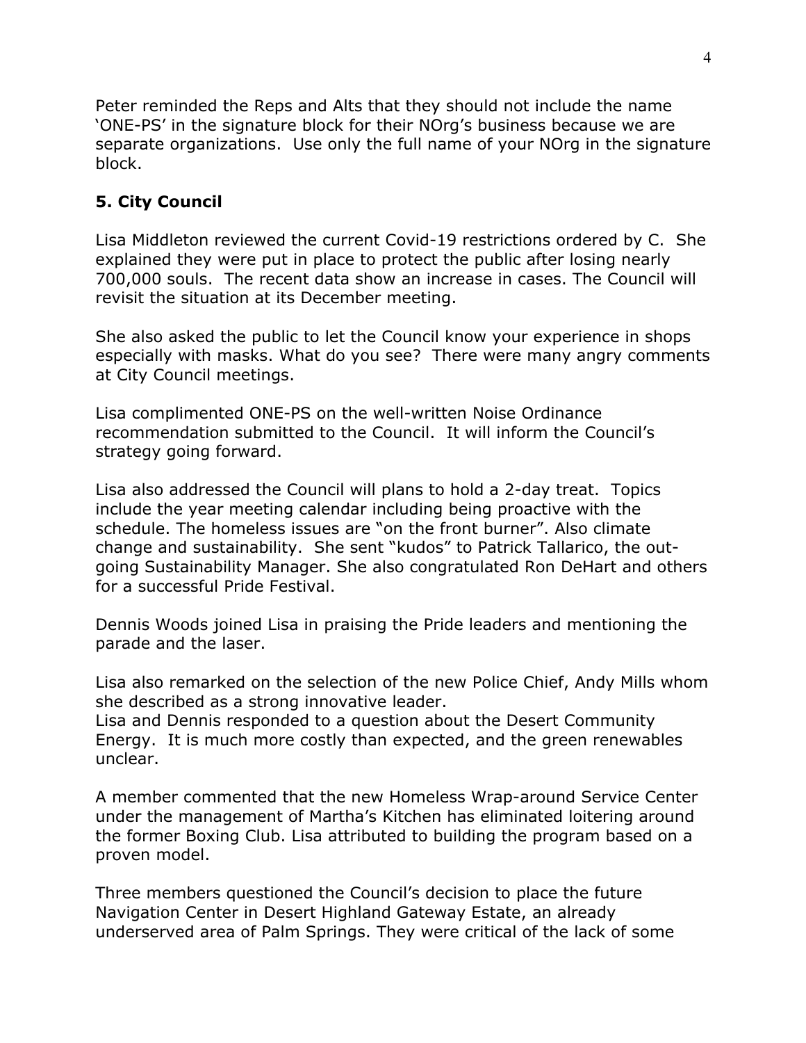Peter reminded the Reps and Alts that they should not include the name 'ONE-PS' in the signature block for their NOrg's business because we are separate organizations. Use only the full name of your NOrg in the signature block.

## 5. City Council

Lisa Middleton reviewed the current Covid-19 restrictions ordered by C. She explained they were put in place to protect the public after losing nearly 700,000 souls. The recent data show an increase in cases. The Council will revisit the situation at its December meeting.

She also asked the public to let the Council know your experience in shops especially with masks. What do you see? There were many angry comments at City Council meetings.

Lisa complimented ONE-PS on the well-written Noise Ordinance recommendation submitted to the Council. It will inform the Council's strategy going forward.

Lisa also addressed the Council will plans to hold a 2-day treat. Topics include the year meeting calendar including being proactive with the schedule. The homeless issues are "on the front burner". Also climate change and sustainability. She sent "kudos" to Patrick Tallarico, the out-going Sustainability Manager. She also congratulated Ron DeHart and others for a successful Pride Festival.

Dennis Woods joined Lisa in praising the Pride leaders and mentioning the parade and the laser.

Lisa also remarked on the selection of the new Police Chief, Andy Mills whom she described as a strong innovative leader.
Lisa and Dennis responded to a question about the Desert Community Energy. It is much more costly than expected, and the green renewables unclear.

A member commented that the new Homeless Wrap-around Service Center under the management of Martha's Kitchen has eliminated loitering around the former Boxing Club. Lisa attributed to building the program based on a proven model.

Three members questioned the Council's decision to place the future Navigation Center in Desert Highland Gateway Estate, an already underserved area of Palm Springs. They were critical of the lack of some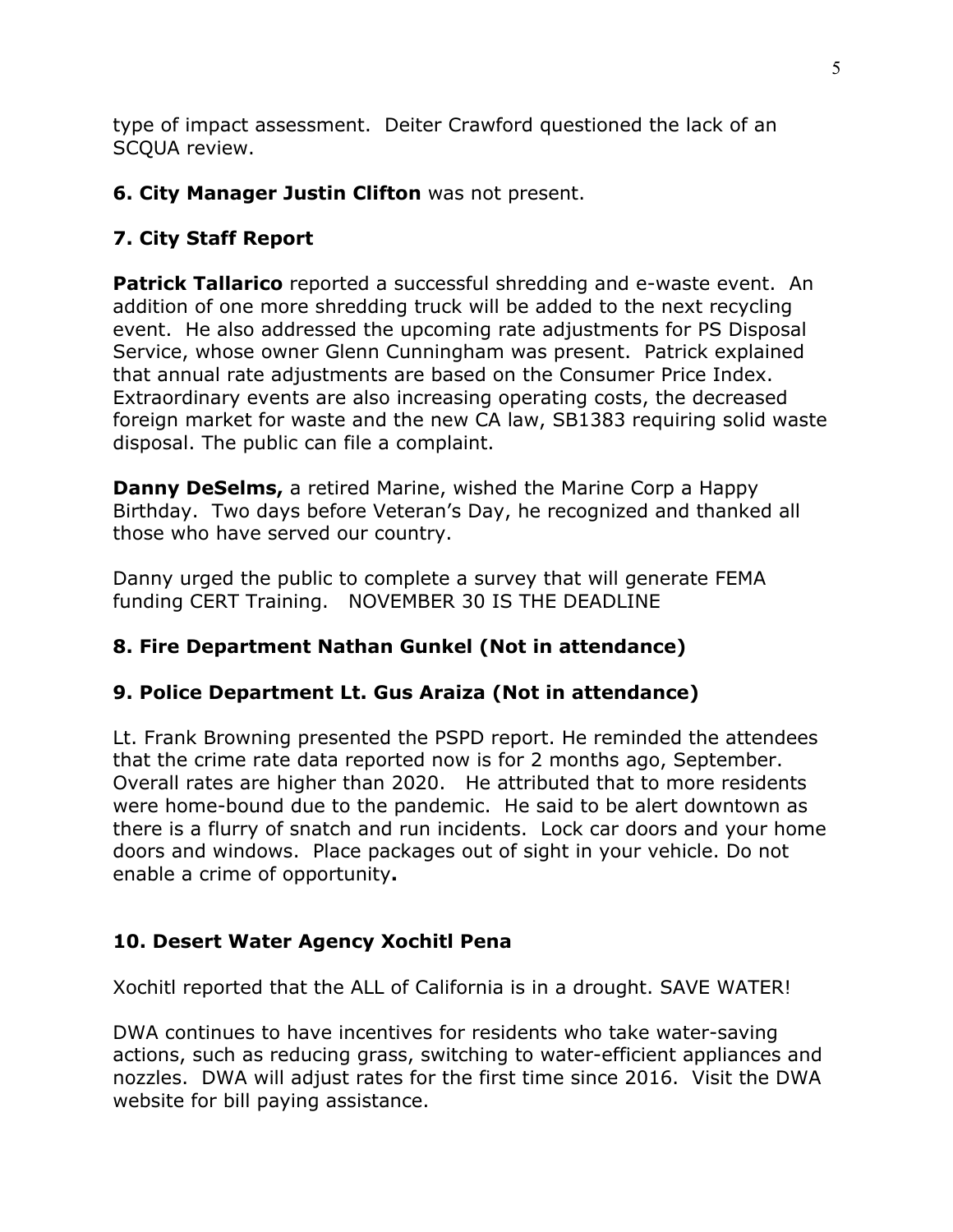type of impact assessment. Deiter Crawford questioned the lack of an SCQUA review.

**6. City Manager Justin Clifton** was not present.

**7. City Staff Report**

**Patrick Tallarico** reported a successful shredding and e-waste event. An addition of one more shredding truck will be added to the next recycling event. He also addressed the upcoming rate adjustments for PS Disposal Service, whose owner Glenn Cunningham was present. Patrick explained that annual rate adjustments are based on the Consumer Price Index. Extraordinary events are also increasing operating costs, the decreased foreign market for waste and the new CA law, SB1383 requiring solid waste disposal. The public can file a complaint.

**Danny DeSelms,** a retired Marine, wished the Marine Corp a Happy Birthday. Two days before Veteran's Day, he recognized and thanked all those who have served our country.

Danny urged the public to complete a survey that will generate FEMA funding CERT Training. NOVEMBER 30 IS THE DEADLINE

**8. Fire Department Nathan Gunkel (Not in attendance)**

**9. Police Department Lt. Gus Araiza (Not in attendance)**

Lt. Frank Browning presented the PSPD report. He reminded the attendees that the crime rate data reported now is for 2 months ago, September. Overall rates are higher than 2020. He attributed that to more residents were home-bound due to the pandemic. He said to be alert downtown as there is a flurry of snatch and run incidents. Lock car doors and your home doors and windows. Place packages out of sight in your vehicle. Do not enable a crime of opportunity**.**

**10. Desert Water Agency Xochitl Pena**

Xochitl reported that the ALL of California is in a drought. SAVE WATER!

DWA continues to have incentives for residents who take water-saving actions, such as reducing grass, switching to water-efficient appliances and nozzles. DWA will adjust rates for the first time since 2016. Visit the DWA website for bill paying assistance.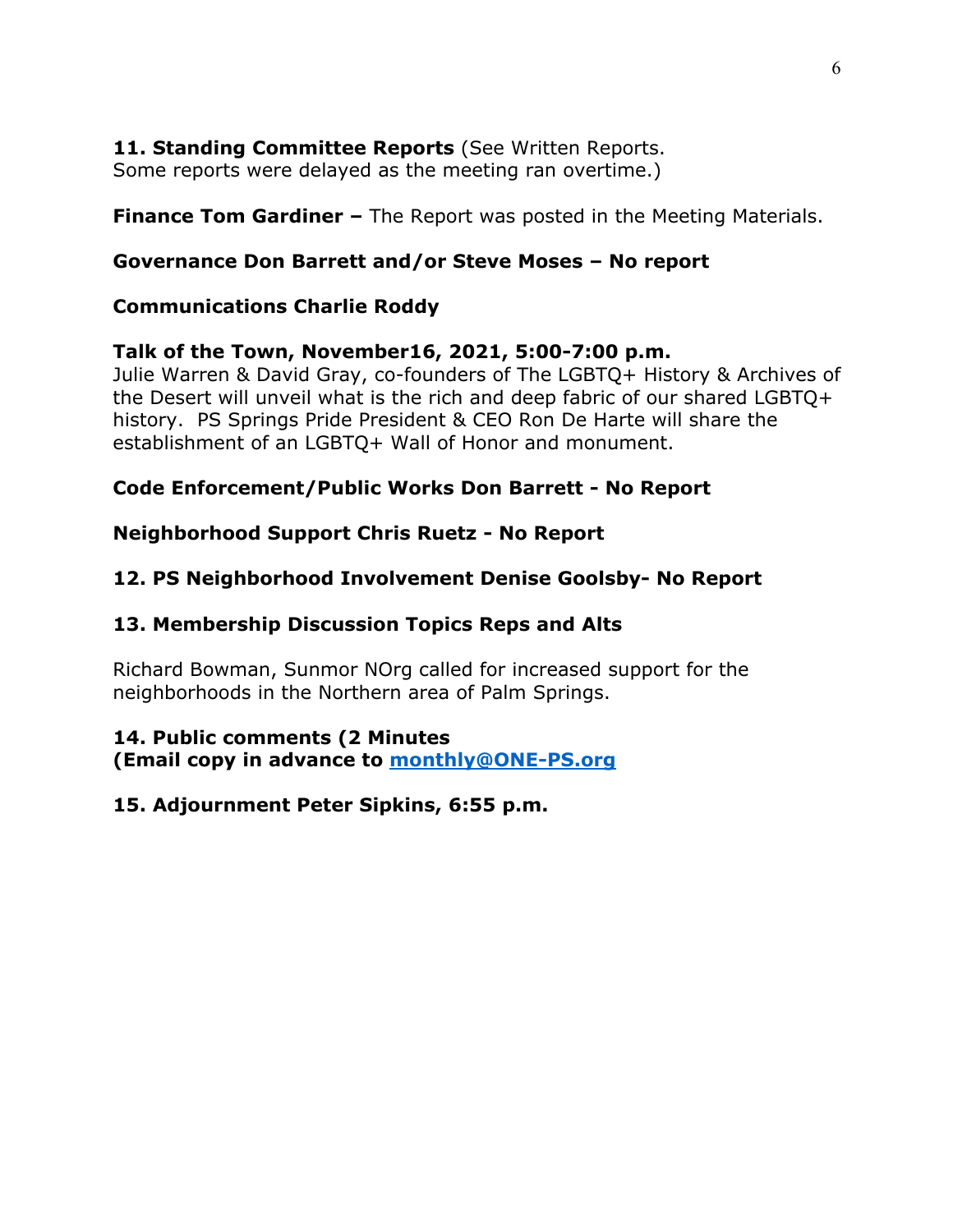**11. Standing Committee Reports** (See Written Reports.
Some reports were delayed as the meeting ran overtime.)

**Finance Tom Gardiner –** The Report was posted in the Meeting Materials.

**Governance Don Barrett and/or Steve Moses – No report**

**Communications Charlie Roddy**

**Talk of the Town, November16, 2021, 5:00-7:00 p.m.**
Julie Warren & David Gray, co-founders of The LGBTQ+ History & Archives of the Desert will unveil what is the rich and deep fabric of our shared LGBTQ+ history. PS Springs Pride President & CEO Ron De Harte will share the establishment of an LGBTQ+ Wall of Honor and monument.

**Code Enforcement/Public Works Don Barrett - No Report**

**Neighborhood Support Chris Ruetz - No Report**

**12. PS Neighborhood Involvement Denise Goolsby- No Report**

**13. Membership Discussion Topics Reps and Alts**

Richard Bowman, Sunmor NOrg called for increased support for the neighborhoods in the Northern area of Palm Springs.

**14. Public comments (2 Minutes**
**(Email copy in advance to [monthly@ONE-PS.org](mailto:monthly@ONE-PS.org)**

**15. Adjournment Peter Sipkins, 6:55 p.m.**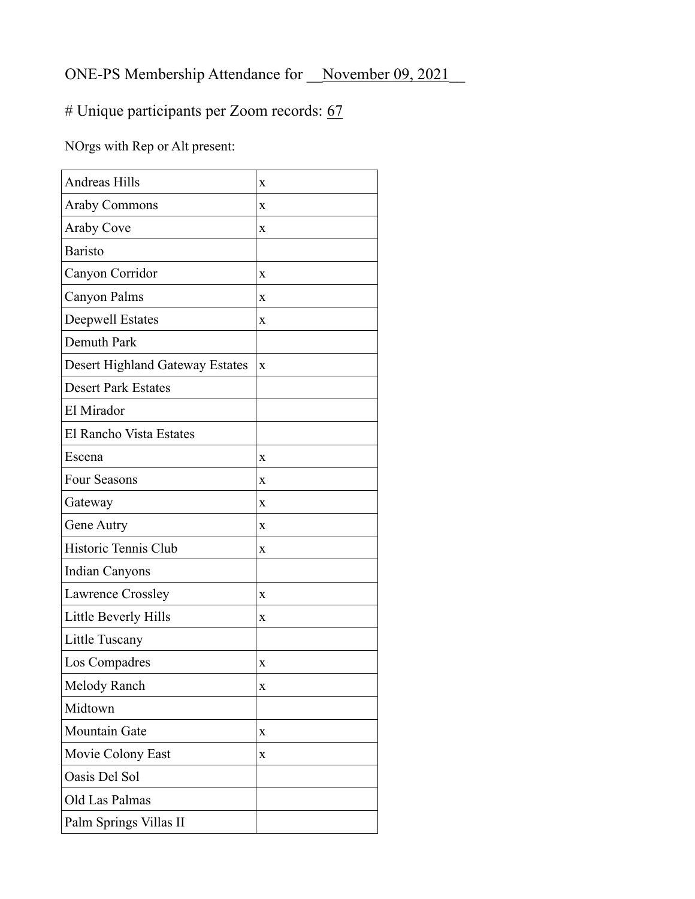ONE-PS Membership Attendance for __November 09, 2021__

# Unique participants per Zoom records: 67

NOrgs with Rep or Alt present:

| | |
|---|---|
| Andreas Hills | x |
| Araby Commons | x |
| Araby Cove | x |
| Baristo | |
| Canyon Corridor | x |
| Canyon Palms | x |
| Deepwell Estates | x |
| Demuth Park | |
| Desert Highland Gateway Estates | x |
| Desert Park Estates | |
| El Mirador | |
| El Rancho Vista Estates | |
| Escena | x |
| Four Seasons | x |
| Gateway | x |
| Gene Autry | x |
| Historic Tennis Club | x |
| Indian Canyons | |
| Lawrence Crossley | x |
| Little Beverly Hills | x |
| Little Tuscany | |
| Los Compadres | x |
| Melody Ranch | x |
| Midtown | |
| Mountain Gate | x |
| Movie Colony East | x |
| Oasis Del Sol | |
| Old Las Palmas | |
| Palm Springs Villas II | |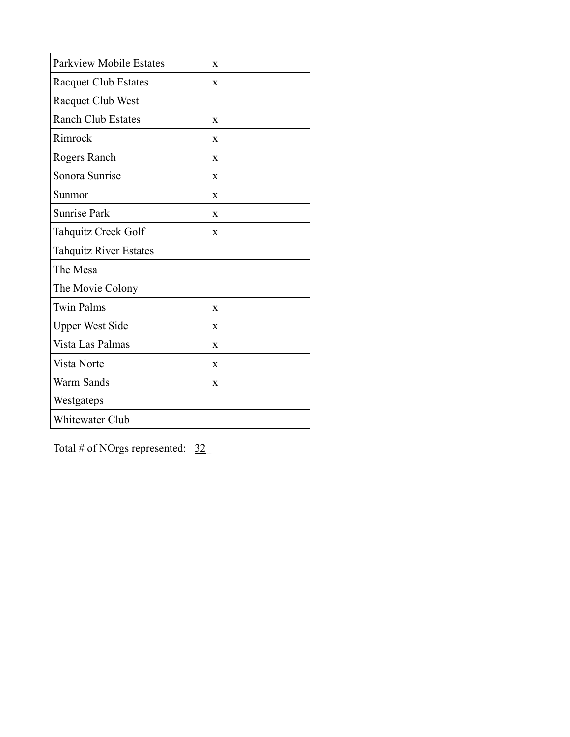| | |
|---|---|
| Parkview Mobile Estates | x |
| Racquet Club Estates | x |
| Racquet Club West | |
| Ranch Club Estates | x |
| Rimrock | x |
| Rogers Ranch | x |
| Sonora Sunrise | x |
| Sunmor | x |
| Sunrise Park | x |
| Tahquitz Creek Golf | x |
| Tahquitz River Estates | |
| The Mesa | |
| The Movie Colony | |
| Twin Palms | x |
| Upper West Side | x |
| Vista Las Palmas | x |
| Vista Norte | x |
| Warm Sands | x |
| Westgateps | |
| Whitewater Club | |

Total # of NOrgs represented: 32